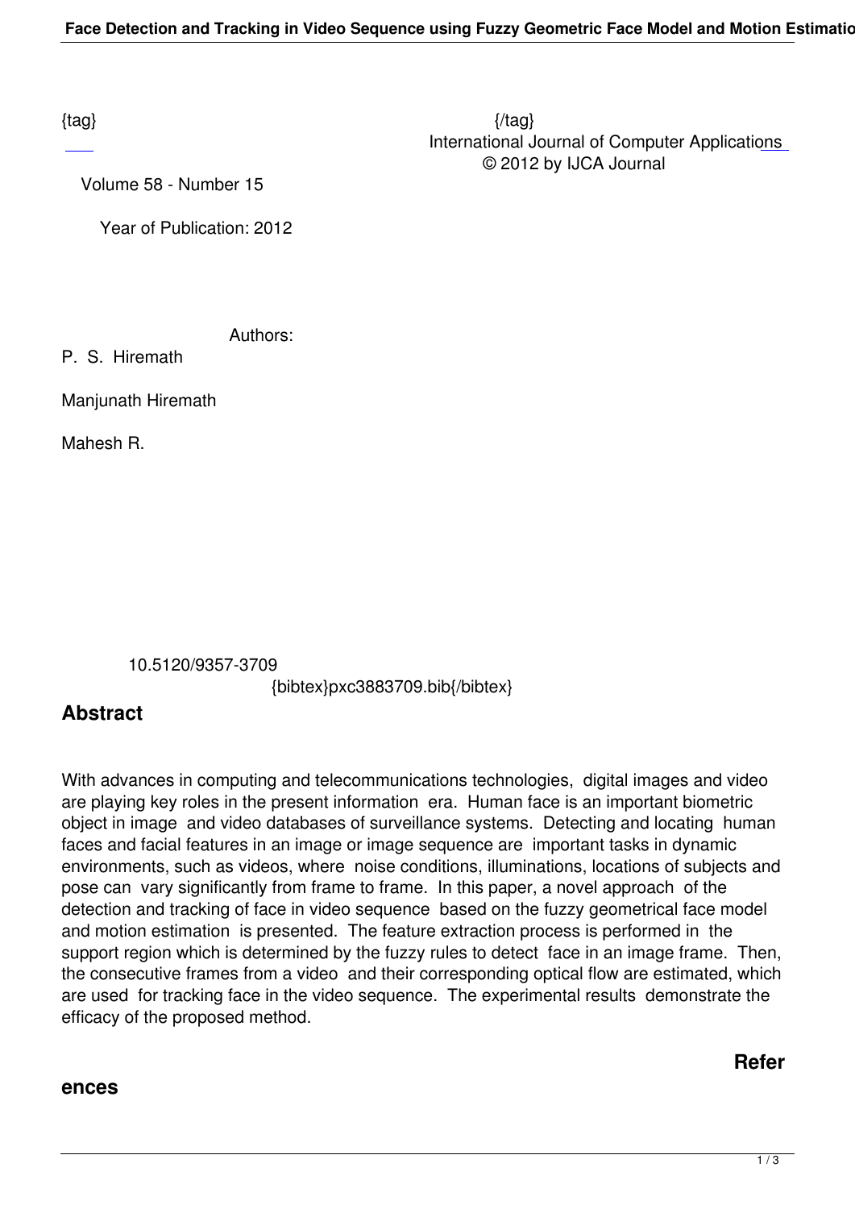{tag} {/tag}

International Journal of Computer Applications
© 2012 by IJCA Journal

Volume 58 - Number 15

Year of Publication: 2012

Authors:

P. S. Hiremath

Manjunath Hiremath

Mahesh R.

10.5120/9357-3709

{bibtex}pxc3883709.bib{/bibtex}

## Abstract

With advances in computing and telecommunications technologies, digital images and video are playing key roles in the present information era. Human face is an important biometric object in image and video databases of surveillance systems. Detecting and locating human faces and facial features in an image or image sequence are important tasks in dynamic environments, such as videos, where noise conditions, illuminations, locations of subjects and pose can vary significantly from frame to frame. In this paper, a novel approach of the detection and tracking of face in video sequence based on the fuzzy geometrical face model and motion estimation is presented. The feature extraction process is performed in the support region which is determined by the fuzzy rules to detect face in an image frame. Then, the consecutive frames from a video and their corresponding optical flow are estimated, which are used for tracking face in the video sequence. The experimental results demonstrate the efficacy of the proposed method.

## References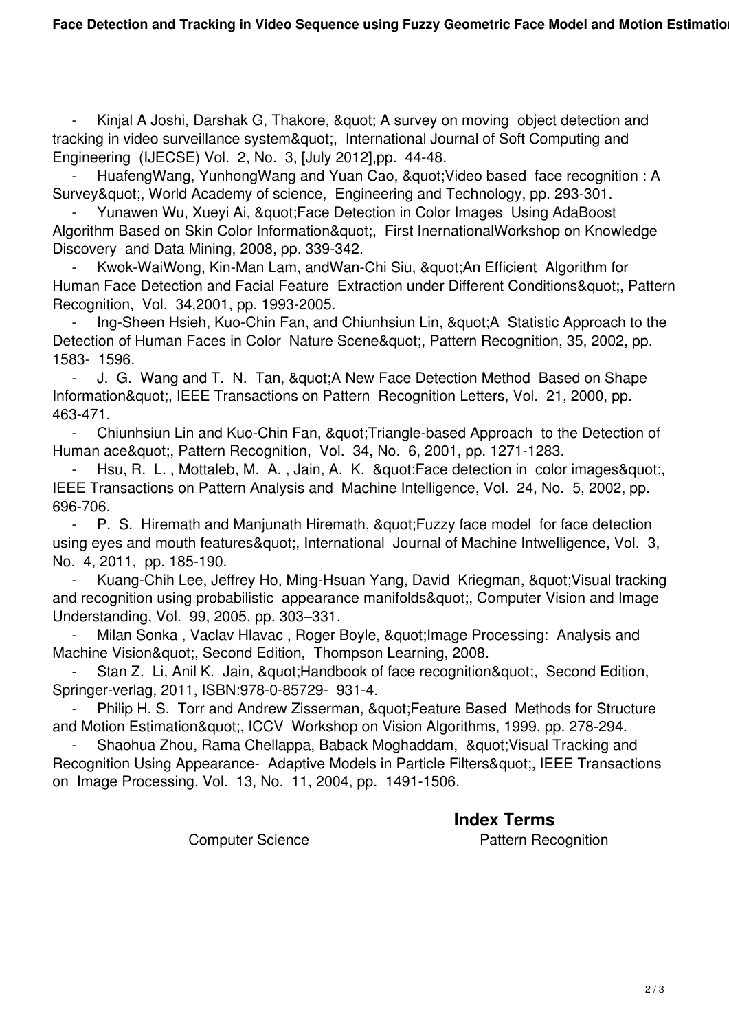- Kinjal A Joshi, Darshak G, Thakore, &quot; A survey on moving object detection and tracking in video surveillance system&quot;, International Journal of Soft Computing and Engineering (IJECSE) Vol. 2, No. 3, [July 2012],pp. 44-48.
- HuafengWang, YunhongWang and Yuan Cao, &quot;Video based face recognition : A Survey&quot;, World Academy of science, Engineering and Technology, pp. 293-301.
- Yunawen Wu, Xueyi Ai, &quot;Face Detection in Color Images Using AdaBoost Algorithm Based on Skin Color Information&quot;, First InernationalWorkshop on Knowledge Discovery and Data Mining, 2008, pp. 339-342.
- Kwok-WaiWong, Kin-Man Lam, andWan-Chi Siu, &quot;An Efficient Algorithm for Human Face Detection and Facial Feature Extraction under Different Conditions&quot;, Pattern Recognition, Vol. 34,2001, pp. 1993-2005.
- Ing-Sheen Hsieh, Kuo-Chin Fan, and Chiunhsiun Lin, &quot;A Statistic Approach to the Detection of Human Faces in Color Nature Scene&quot;, Pattern Recognition, 35, 2002, pp. 1583- 1596.
- J. G. Wang and T. N. Tan, &quot;A New Face Detection Method Based on Shape Information&quot;, IEEE Transactions on Pattern Recognition Letters, Vol. 21, 2000, pp. 463-471.
- Chiunhsiun Lin and Kuo-Chin Fan, &quot;Triangle-based Approach to the Detection of Human ace&quot;, Pattern Recognition, Vol. 34, No. 6, 2001, pp. 1271-1283.
- Hsu, R. L. , Mottaleb, M. A. , Jain, A. K. &quot;Face detection in color images&quot;, IEEE Transactions on Pattern Analysis and Machine Intelligence, Vol. 24, No. 5, 2002, pp. 696-706.
- P. S. Hiremath and Manjunath Hiremath, &quot;Fuzzy face model for face detection using eyes and mouth features&quot;, International Journal of Machine Intwelligence, Vol. 3, No. 4, 2011, pp. 185-190.
- Kuang-Chih Lee, Jeffrey Ho, Ming-Hsuan Yang, David Kriegman, &quot;Visual tracking and recognition using probabilistic appearance manifolds&quot;, Computer Vision and Image Understanding, Vol. 99, 2005, pp. 303–331.
- Milan Sonka , Vaclav Hlavac , Roger Boyle, &quot;Image Processing: Analysis and Machine Vision&quot;, Second Edition, Thompson Learning, 2008.
- Stan Z. Li, Anil K. Jain, &quot;Handbook of face recognition&quot;, Second Edition, Springer-verlag, 2011, ISBN:978-0-85729- 931-4.
- Philip H. S. Torr and Andrew Zisserman, &quot;Feature Based Methods for Structure and Motion Estimation&quot;, ICCV Workshop on Vision Algorithms, 1999, pp. 278-294.
- Shaohua Zhou, Rama Chellappa, Baback Moghaddam, &quot;Visual Tracking and Recognition Using Appearance- Adaptive Models in Particle Filters&quot;, IEEE Transactions on Image Processing, Vol. 13, No. 11, 2004, pp. 1491-1506.

## Index Terms

Computer Science    Pattern Recognition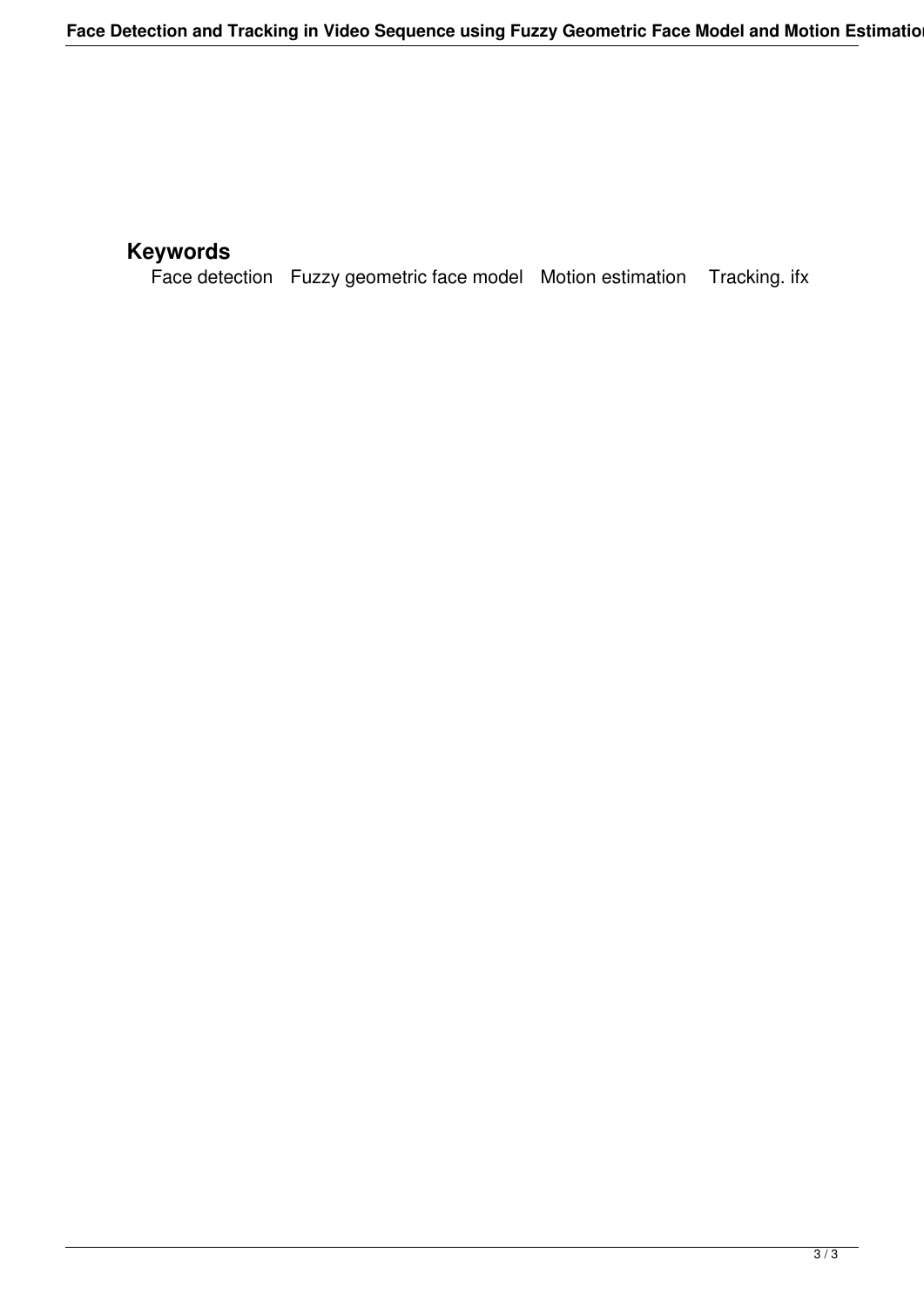## Keywords

Face detection   Fuzzy geometric face model   Motion estimation    Tracking. ifx